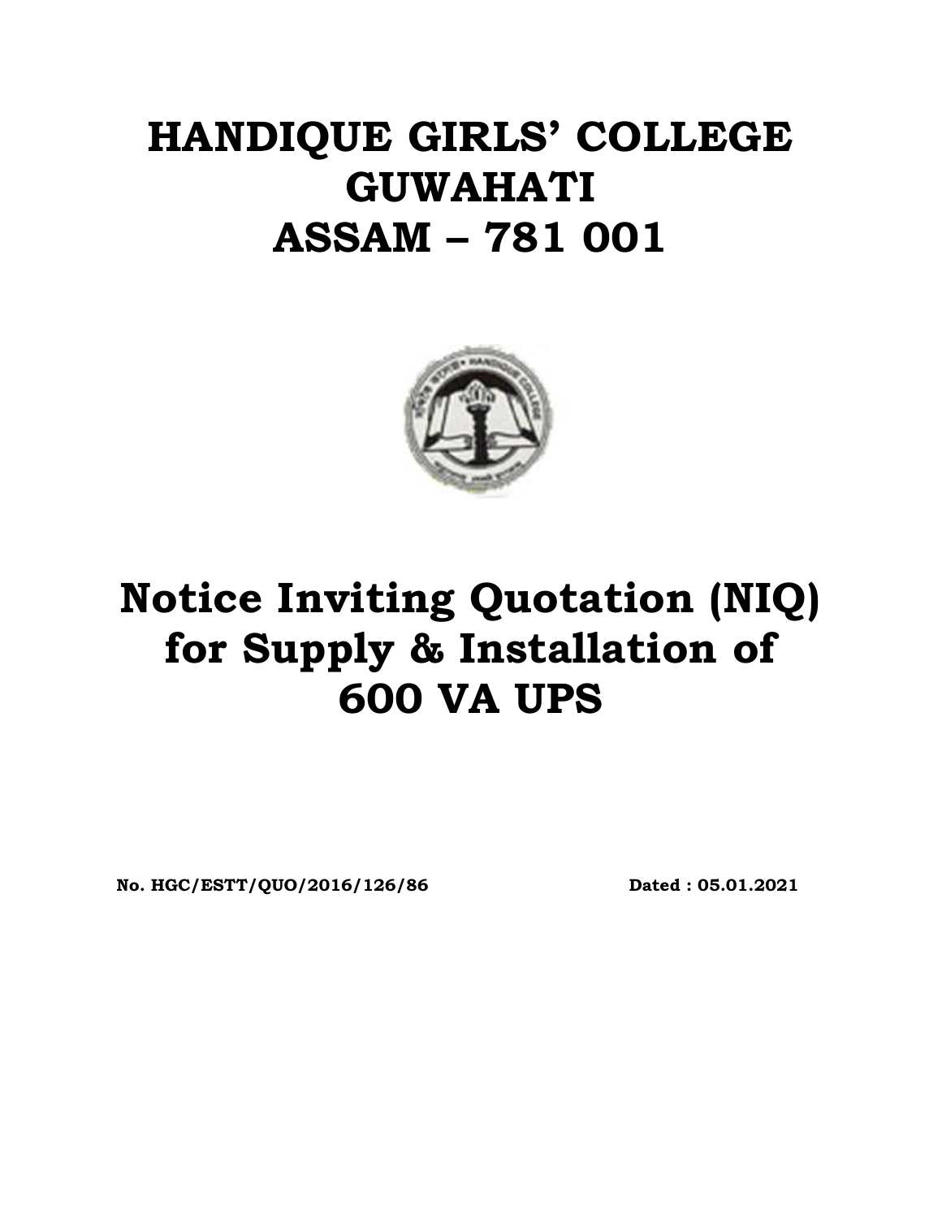# HANDIQUE GIRLS' COLLEGE
# GUWAHATI
# ASSAM – 781 001

# Notice Inviting Quotation (NIQ) for Supply & Installation of 600 VA UPS

**No. HGC/ESTT/QUO/2016/126/86** **Dated : 05.01.2021**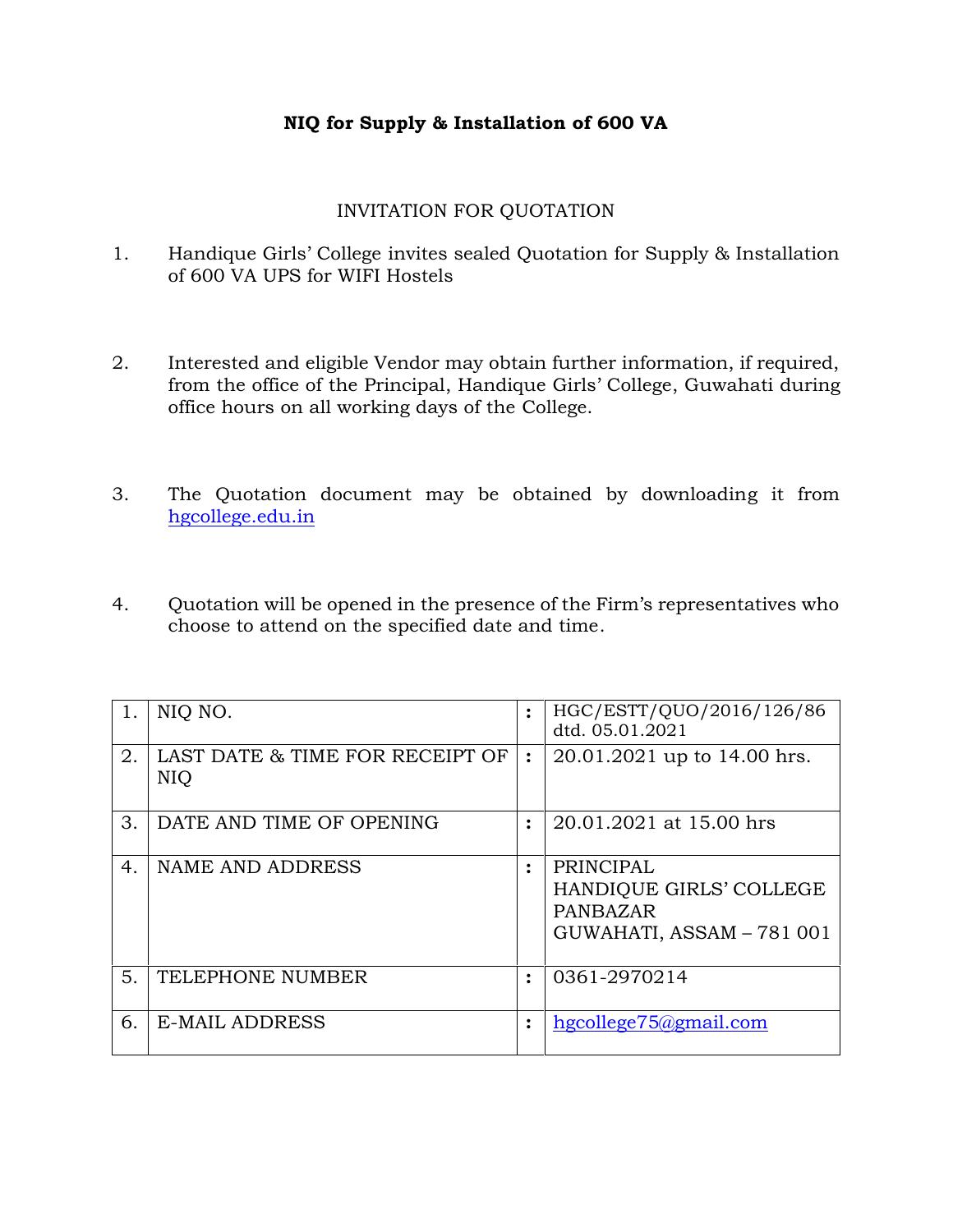# NIQ for Supply & Installation of 600 VA

## INVITATION FOR QUOTATION

1. Handique Girls' College invites sealed Quotation for Supply & Installation of 600 VA UPS for WIFI Hostels

2. Interested and eligible Vendor may obtain further information, if required, from the office of the Principal, Handique Girls' College, Guwahati during office hours on all working days of the College.

3. The Quotation document may be obtained by downloading it from hgcollege.edu.in

4. Quotation will be opened in the presence of the Firm's representatives who choose to attend on the specified date and time.

| | | | |
|---|---|---|---|
| 1. | NIQ NO. | : | HGC/ESTT/QUO/2016/126/86 dtd. 05.01.2021 |
| 2. | LAST DATE & TIME FOR RECEIPT OF NIQ | : | 20.01.2021 up to 14.00 hrs. |
| 3. | DATE AND TIME OF OPENING | : | 20.01.2021 at 15.00 hrs |
| 4. | NAME AND ADDRESS | : | PRINCIPAL<br>HANDIQUE GIRLS' COLLEGE<br>PANBAZAR<br>GUWAHATI, ASSAM – 781 001 |
| 5. | TELEPHONE NUMBER | : | 0361-2970214 |
| 6. | E-MAIL ADDRESS | : | hgcollege75@gmail.com |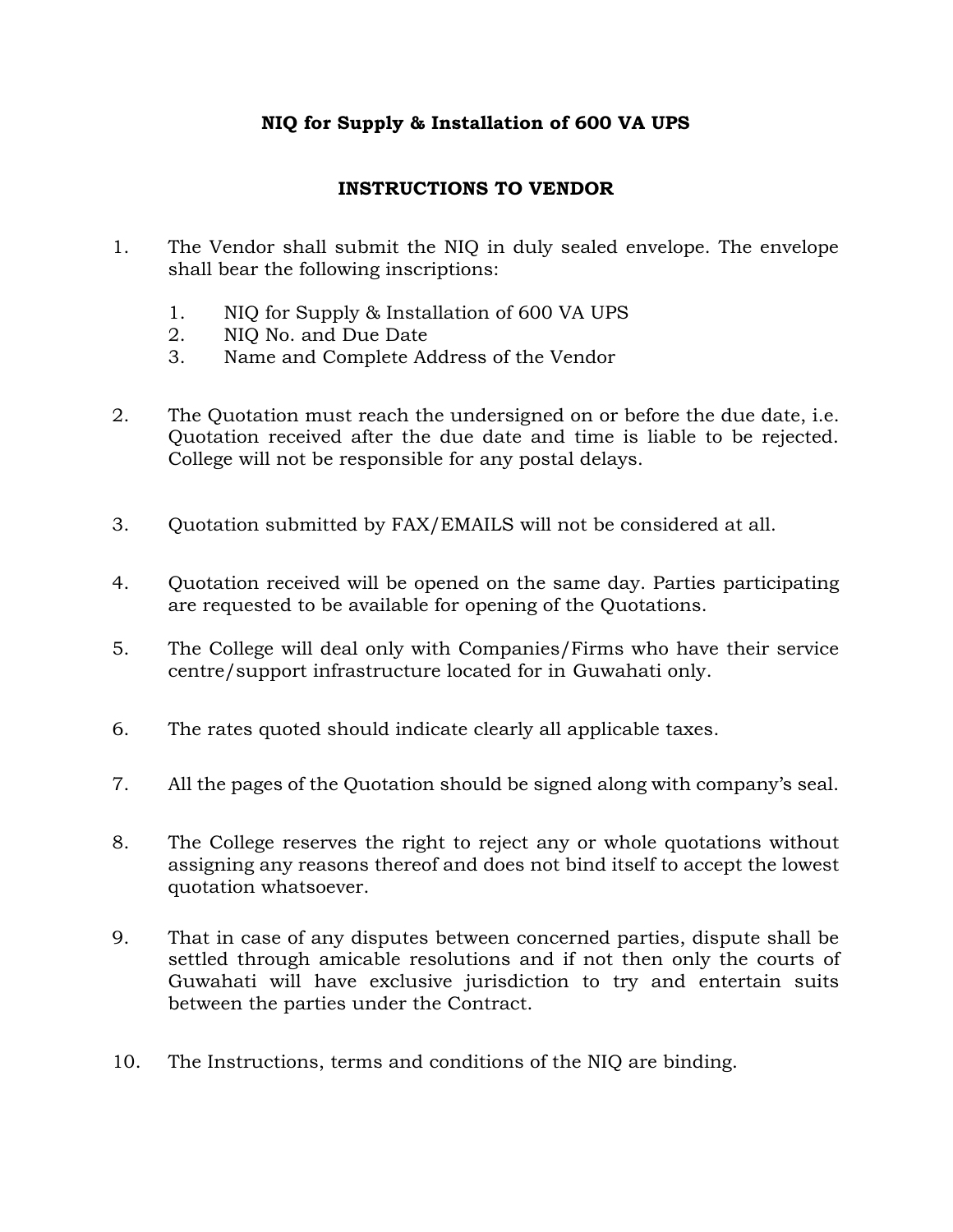**NIQ for Supply & Installation of 600 VA UPS**

**INSTRUCTIONS TO VENDOR**

1. The Vendor shall submit the NIQ in duly sealed envelope. The envelope shall bear the following inscriptions:

   1. NIQ for Supply & Installation of 600 VA UPS
   2. NIQ No. and Due Date
   3. Name and Complete Address of the Vendor

2. The Quotation must reach the undersigned on or before the due date, i.e. Quotation received after the due date and time is liable to be rejected. College will not be responsible for any postal delays.

3. Quotation submitted by FAX/EMAILS will not be considered at all.

4. Quotation received will be opened on the same day. Parties participating are requested to be available for opening of the Quotations.

5. The College will deal only with Companies/Firms who have their service centre/support infrastructure located for in Guwahati only.

6. The rates quoted should indicate clearly all applicable taxes.

7. All the pages of the Quotation should be signed along with company's seal.

8. The College reserves the right to reject any or whole quotations without assigning any reasons thereof and does not bind itself to accept the lowest quotation whatsoever.

9. That in case of any disputes between concerned parties, dispute shall be settled through amicable resolutions and if not then only the courts of Guwahati will have exclusive jurisdiction to try and entertain suits between the parties under the Contract.

10. The Instructions, terms and conditions of the NIQ are binding.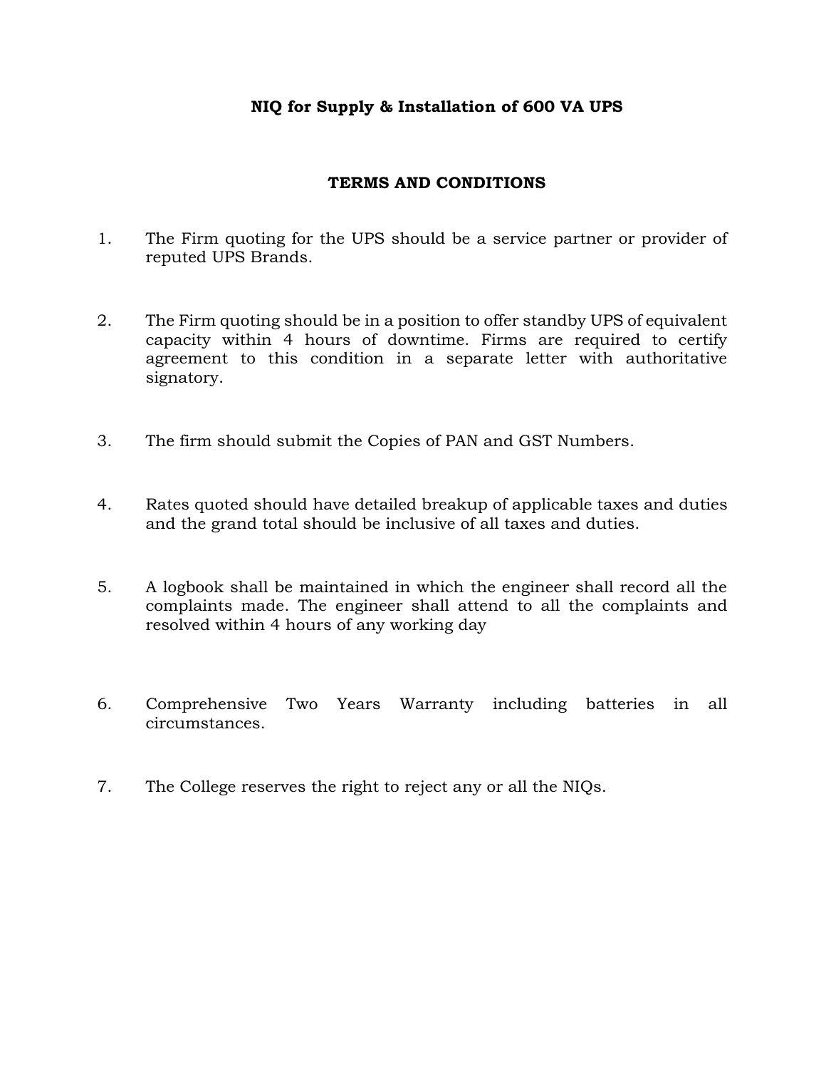**NIQ for Supply & Installation of 600 VA UPS**

**TERMS AND CONDITIONS**

1. The Firm quoting for the UPS should be a service partner or provider of reputed UPS Brands.

2. The Firm quoting should be in a position to offer standby UPS of equivalent capacity within 4 hours of downtime. Firms are required to certify agreement to this condition in a separate letter with authoritative signatory.

3. The firm should submit the Copies of PAN and GST Numbers.

4. Rates quoted should have detailed breakup of applicable taxes and duties and the grand total should be inclusive of all taxes and duties.

5. A logbook shall be maintained in which the engineer shall record all the complaints made. The engineer shall attend to all the complaints and resolved within 4 hours of any working day

6. Comprehensive Two Years Warranty including batteries in all circumstances.

7. The College reserves the right to reject any or all the NIQs.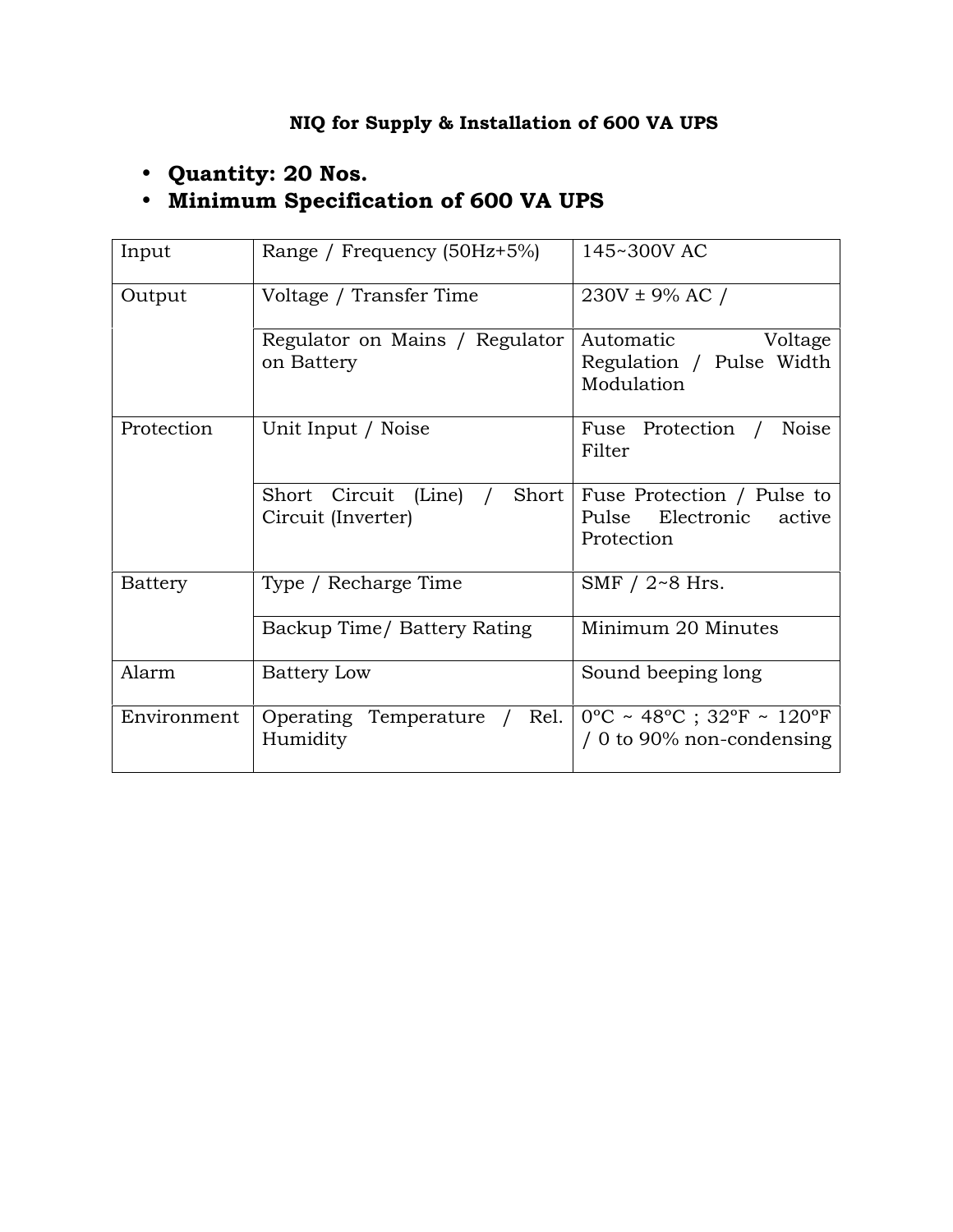**NIQ for Supply & Installation of 600 VA UPS**

- **Quantity: 20 Nos.**
- **Minimum Specification of 600 VA UPS**

| Input | Range / Frequency (50Hz+5%) | 145~300V AC |
|---|---|---|
| Output | Voltage / Transfer Time | 230V ± 9% AC / |
| | Regulator on Mains / Regulator on Battery | Automatic Voltage Regulation / Pulse Width Modulation |
| Protection | Unit Input / Noise | Fuse Protection / Noise Filter |
| | Short Circuit (Line) / Short Circuit (Inverter) | Fuse Protection / Pulse to Pulse Electronic active Protection |
| Battery | Type / Recharge Time | SMF / 2~8 Hrs. |
| | Backup Time/ Battery Rating | Minimum 20 Minutes |
| Alarm | Battery Low | Sound beeping long |
| Environment | Operating Temperature / Rel. Humidity | 0°C ~ 48°C ; 32°F ~ 120°F / 0 to 90% non-condensing |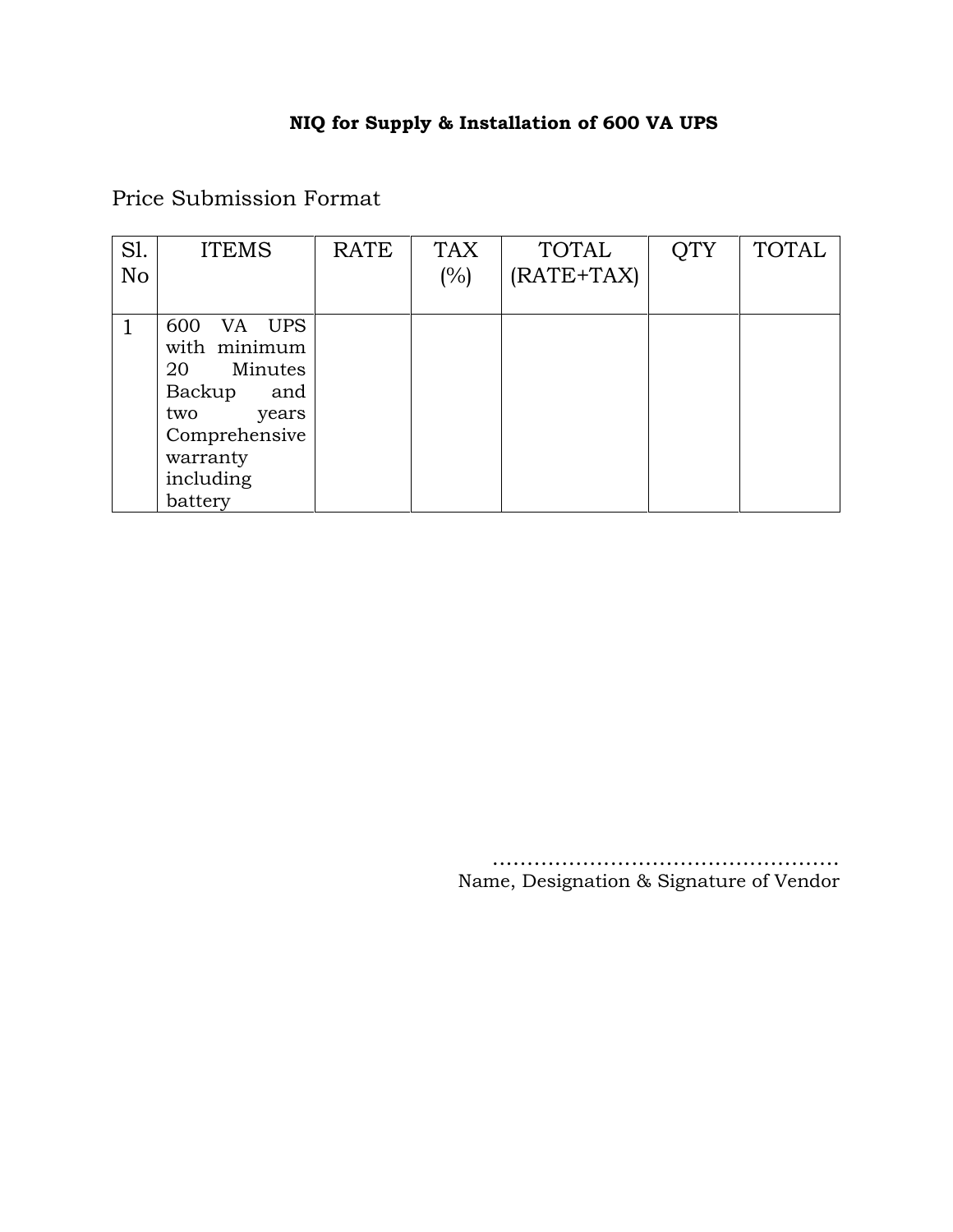**NIQ for Supply & Installation of 600 VA UPS**

Price Submission Format

| Sl. No | ITEMS | RATE | TAX (%) | TOTAL (RATE+TAX) | QTY | TOTAL |
|---|---|---|---|---|---|---|
| 1 | 600 VA UPS with minimum 20 Minutes Backup and two years Comprehensive warranty including battery | | | | | |

…………………………………………

Name, Designation & Signature of Vendor